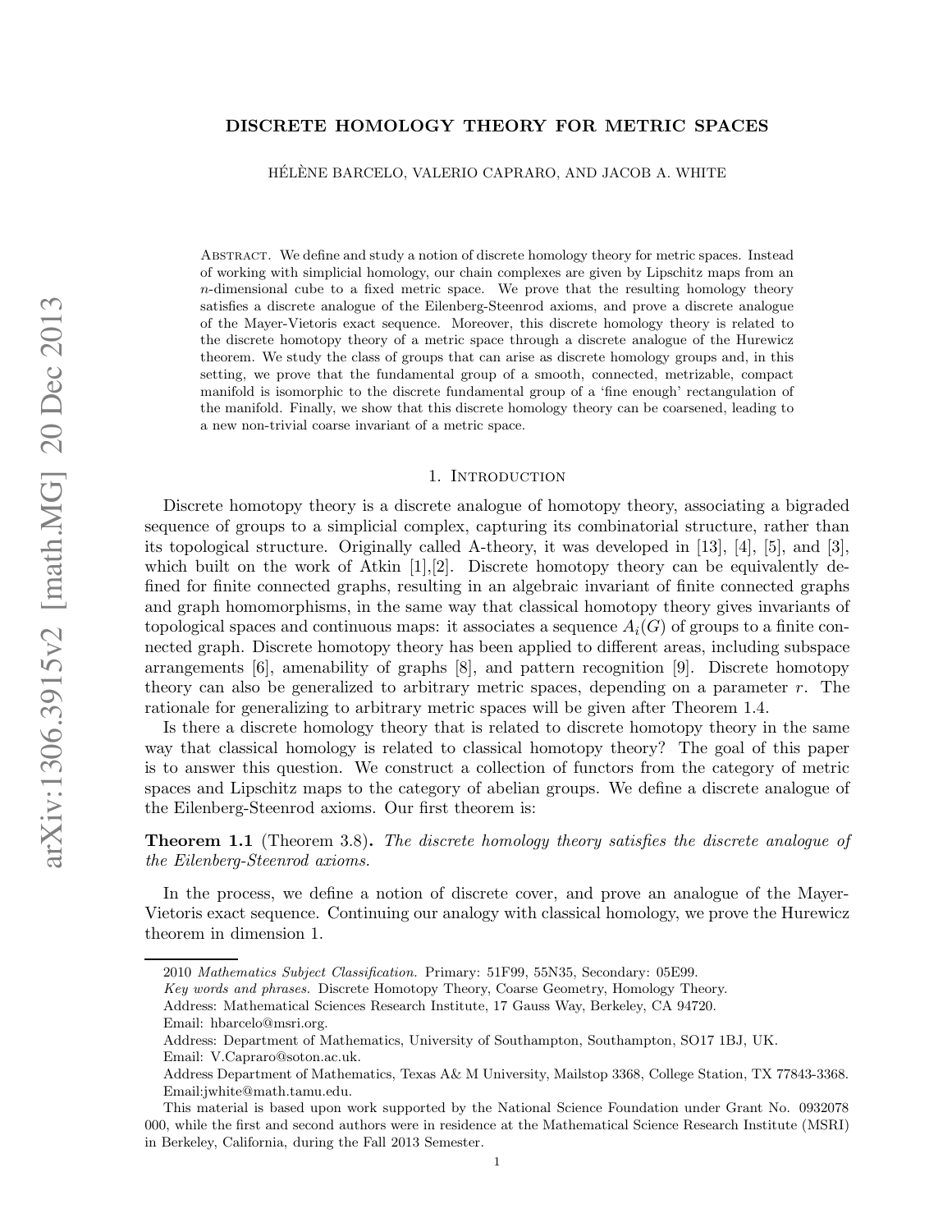# DISCRETE HOMOLOGY THEORY FOR METRIC SPACES

HÉLÈNE BARCELO, VALERIO CAPRARO, AND JACOB A. WHITE

Abstract. We define and study a notion of discrete homology theory for metric spaces. Instead of working with simplicial homology, our chain complexes are given by Lipschitz maps from an $n$-dimensional cube to a fixed metric space. We prove that the resulting homology theory satisfies a discrete analogue of the Eilenberg-Steenrod axioms, and prove a discrete analogue of the Mayer-Vietoris exact sequence. Moreover, this discrete homology theory is related to the discrete homotopy theory of a metric space through a discrete analogue of the Hurewicz theorem. We study the class of groups that can arise as discrete homology groups and, in this setting, we prove that the fundamental group of a smooth, connected, metrizable, compact manifold is isomorphic to the discrete fundamental group of a 'fine enough' rectangulation of the manifold. Finally, we show that this discrete homology theory can be coarsened, leading to a new non-trivial coarse invariant of a metric space.

## 1. Introduction

Discrete homotopy theory is a discrete analogue of homotopy theory, associating a bigraded sequence of groups to a simplicial complex, capturing its combinatorial structure, rather than its topological structure. Originally called A-theory, it was developed in [13], [4], [5], and [3], which built on the work of Atkin [1],[2]. Discrete homotopy theory can be equivalently defined for finite connected graphs, resulting in an algebraic invariant of finite connected graphs and graph homomorphisms, in the same way that classical homotopy theory gives invariants of topological spaces and continuous maps: it associates a sequence $A_i(G)$ of groups to a finite connected graph. Discrete homotopy theory has been applied to different areas, including subspace arrangements [6], amenability of graphs [8], and pattern recognition [9]. Discrete homotopy theory can also be generalized to arbitrary metric spaces, depending on a parameter $r$. The rationale for generalizing to arbitrary metric spaces will be given after Theorem 1.4.

Is there a discrete homology theory that is related to discrete homotopy theory in the same way that classical homology is related to classical homotopy theory? The goal of this paper is to answer this question. We construct a collection of functors from the category of metric spaces and Lipschitz maps to the category of abelian groups. We define a discrete analogue of the Eilenberg-Steenrod axioms. Our first theorem is:

**Theorem 1.1** (Theorem 3.8)**.** *The discrete homology theory satisfies the discrete analogue of the Eilenberg-Steenrod axioms.*

In the process, we define a notion of discrete cover, and prove an analogue of the Mayer-Vietoris exact sequence. Continuing our analogy with classical homology, we prove the Hurewicz theorem in dimension 1.

2010 *Mathematics Subject Classification.* Primary: 51F99, 55N35, Secondary: 05E99.

*Key words and phrases.* Discrete Homotopy Theory, Coarse Geometry, Homology Theory.

Address: Mathematical Sciences Research Institute, 17 Gauss Way, Berkeley, CA 94720.

Email: hbarcelo@msri.org.

Address: Department of Mathematics, University of Southampton, Southampton, SO17 1BJ, UK.

Email: V.Capraro@soton.ac.uk.

Address Department of Mathematics, Texas A& M University, Mailstop 3368, College Station, TX 77843-3368.

Email:jwhite@math.tamu.edu.

This material is based upon work supported by the National Science Foundation under Grant No. 0932078 000, while the first and second authors were in residence at the Mathematical Science Research Institute (MSRI) in Berkeley, California, during the Fall 2013 Semester.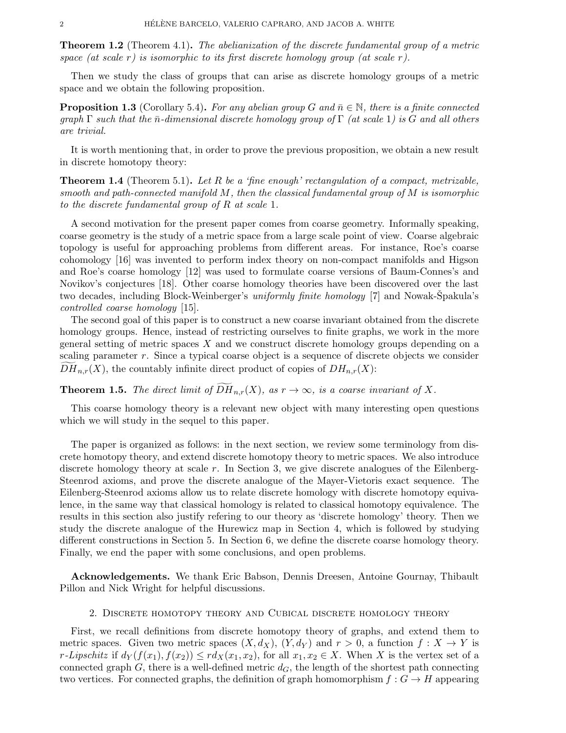**Theorem 1.2** (Theorem 4.1)**.** *The abelianization of the discrete fundamental group of a metric space (at scale $r$) is isomorphic to its first discrete homology group (at scale $r$).*

Then we study the class of groups that can arise as discrete homology groups of a metric space and we obtain the following proposition.

**Proposition 1.3** (Corollary 5.4)**.** *For any abelian group $G$ and $\bar{n} \in \mathbb{N}$, there is a finite connected graph $\Gamma$ such that the $\bar{n}$-dimensional discrete homology group of $\Gamma$ (at scale 1) is $G$ and all others are trivial.*

It is worth mentioning that, in order to prove the previous proposition, we obtain a new result in discrete homotopy theory:

**Theorem 1.4** (Theorem 5.1)**.** *Let $R$ be a 'fine enough' rectangulation of a compact, metrizable, smooth and path-connected manifold $M$, then the classical fundamental group of $M$ is isomorphic to the discrete fundamental group of $R$ at scale 1.*

A second motivation for the present paper comes from coarse geometry. Informally speaking, coarse geometry is the study of a metric space from a large scale point of view. Coarse algebraic topology is useful for approaching problems from different areas. For instance, Roe's coarse cohomology [16] was invented to perform index theory on non-compact manifolds and Higson and Roe's coarse homology [12] was used to formulate coarse versions of Baum-Connes's and Novikov's conjectures [18]. Other coarse homology theories have been discovered over the last two decades, including Block-Weinberger's *uniformly finite homology* [7] and Nowak-Špakula's *controlled coarse homology* [15].

The second goal of this paper is to construct a new coarse invariant obtained from the discrete homology groups. Hence, instead of restricting ourselves to finite graphs, we work in the more general setting of metric spaces $X$ and we construct discrete homology groups depending on a scaling parameter $r$. Since a typical coarse object is a sequence of discrete objects we consider $\widetilde{DH}_{n,r}(X)$, the countably infinite direct product of copies of $DH_{n,r}(X)$:

**Theorem 1.5.** *The direct limit of $\widetilde{DH}_{n,r}(X)$, as $r \to \infty$, is a coarse invariant of $X$.*

This coarse homology theory is a relevant new object with many interesting open questions which we will study in the sequel to this paper.

The paper is organized as follows: in the next section, we review some terminology from discrete homotopy theory, and extend discrete homotopy theory to metric spaces. We also introduce discrete homology theory at scale $r$. In Section 3, we give discrete analogues of the Eilenberg-Steenrod axioms, and prove the discrete analogue of the Mayer-Vietoris exact sequence. The Eilenberg-Steenrod axioms allow us to relate discrete homology with discrete homotopy equivalence, in the same way that classical homology is related to classical homotopy equivalence. The results in this section also justify refering to our theory as 'discrete homology' theory. Then we study the discrete analogue of the Hurewicz map in Section 4, which is followed by studying different constructions in Section 5. In Section 6, we define the discrete coarse homology theory. Finally, we end the paper with some conclusions, and open problems.

**Acknowledgements.** We thank Eric Babson, Dennis Dreesen, Antoine Gournay, Thibault Pillon and Nick Wright for helpful discussions.

## 2. Discrete homotopy theory and Cubical discrete homology theory

First, we recall definitions from discrete homotopy theory of graphs, and extend them to metric spaces. Given two metric spaces $(X, d_X)$, $(Y, d_Y)$ and $r > 0$, a function $f : X \to Y$ is *$r$-Lipschitz* if $d_Y(f(x_1), f(x_2)) \leq r d_X(x_1, x_2)$, for all $x_1, x_2 \in X$. When $X$ is the vertex set of a connected graph $G$, there is a well-defined metric $d_G$, the length of the shortest path connecting two vertices. For connected graphs, the definition of graph homomorphism $f : G \to H$ appearing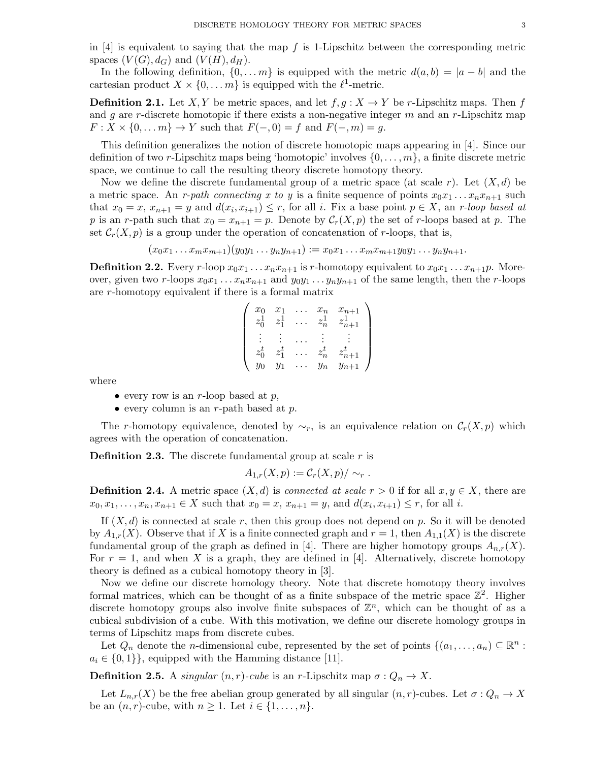in [4] is equivalent to saying that the map $f$ is 1-Lipschitz between the corresponding metric spaces $(V(G), d_G)$ and $(V(H), d_H)$.

In the following definition, $\{0, \dots m\}$ is equipped with the metric $d(a, b) = |a - b|$ and the cartesian product $X \times \{0, \dots m\}$ is equipped with the $\ell^1$-metric.

**Definition 2.1.** Let $X, Y$ be metric spaces, and let $f, g : X \to Y$ be $r$-Lipschitz maps. Then $f$ and $g$ are $r$-discrete homotopic if there exists a non-negative integer $m$ and an $r$-Lipschitz map $F : X \times \{0, \dots m\} \to Y$ such that $F(-, 0) = f$ and $F(-, m) = g$.

This definition generalizes the notion of discrete homotopic maps appearing in [4]. Since our definition of two $r$-Lipschitz maps being 'homotopic' involves $\{0, \dots, m\}$, a finite discrete metric space, we continue to call the resulting theory discrete homotopy theory.

Now we define the discrete fundamental group of a metric space (at scale $r$). Let $(X, d)$ be a metric space. An *$r$-path connecting $x$ to $y$* is a finite sequence of points $x_0 x_1 \dots x_n x_{n+1}$ such that $x_0 = x$, $x_{n+1} = y$ and $d(x_i, x_{i+1}) \leq r$, for all $i$. Fix a base point $p \in X$, an *$r$-loop based at $p$* is an $r$-path such that $x_0 = x_{n+1} = p$. Denote by $\mathcal{C}_r(X, p)$ the set of $r$-loops based at $p$. The set $\mathcal{C}_r(X, p)$ is a group under the operation of concatenation of $r$-loops, that is,

$$(x_0 x_1 \dots x_m x_{m+1})(y_0 y_1 \dots y_n y_{n+1}) := x_0 x_1 \dots x_m x_{m+1} y_0 y_1 \dots y_n y_{n+1}.$$

**Definition 2.2.** Every $r$-loop $x_0 x_1 \dots x_n x_{n+1}$ is $r$-homotopy equivalent to $x_0 x_1 \dots x_{n+1} p$. Moreover, given two $r$-loops $x_0 x_1 \dots x_n x_{n+1}$ and $y_0 y_1 \dots y_n y_{n+1}$ of the same length, then the $r$-loops are $r$-homotopy equivalent if there is a formal matrix

$$\begin{pmatrix} x_0 & x_1 & \dots & x_n & x_{n+1} \\ z_0^1 & z_1^1 & \dots & z_n^1 & z_{n+1}^1 \\ \vdots & \vdots & \dots & \vdots & \vdots \\ z_0^t & z_1^t & \dots & z_n^t & z_{n+1}^t \\ y_0 & y_1 & \dots & y_n & y_{n+1} \end{pmatrix}$$

where

- every row is an $r$-loop based at $p$,
- every column is an $r$-path based at $p$.

The $r$-homotopy equivalence, denoted by $\sim_r$, is an equivalence relation on $\mathcal{C}_r(X, p)$ which agrees with the operation of concatenation.

**Definition 2.3.** The discrete fundamental group at scale $r$ is

$$A_{1,r}(X, p) := \mathcal{C}_r(X, p) / \sim_r .$$

**Definition 2.4.** A metric space $(X, d)$ is *connected at scale* $r > 0$ if for all $x, y \in X$, there are $x_0, x_1, \dots, x_n, x_{n+1} \in X$ such that $x_0 = x$, $x_{n+1} = y$, and $d(x_i, x_{i+1}) \leq r$, for all $i$.

If $(X, d)$ is connected at scale $r$, then this group does not depend on $p$. So it will be denoted by $A_{1,r}(X)$. Observe that if $X$ is a finite connected graph and $r = 1$, then $A_{1,1}(X)$ is the discrete fundamental group of the graph as defined in [4]. There are higher homotopy groups $A_{n,r}(X)$. For $r = 1$, and when $X$ is a graph, they are defined in [4]. Alternatively, discrete homotopy theory is defined as a cubical homotopy theory in [3].

Now we define our discrete homology theory. Note that discrete homotopy theory involves formal matrices, which can be thought of as a finite subspace of the metric space $\mathbb{Z}^2$. Higher discrete homotopy groups also involve finite subspaces of $\mathbb{Z}^n$, which can be thought of as a cubical subdivision of a cube. With this motivation, we define our discrete homology groups in terms of Lipschitz maps from discrete cubes.

Let $Q_n$ denote the $n$-dimensional cube, represented by the set of points $\{(a_1, \dots, a_n) \subseteq \mathbb{R}^n : a_i \in \{0, 1\}\}$, equipped with the Hamming distance [11].

**Definition 2.5.** A *singular* $(n, r)$*-cube* is an $r$-Lipschitz map $\sigma : Q_n \to X$.

Let $L_{n,r}(X)$ be the free abelian group generated by all singular $(n, r)$-cubes. Let $\sigma : Q_n \to X$ be an $(n, r)$-cube, with $n \geq 1$. Let $i \in \{1, \dots, n\}$.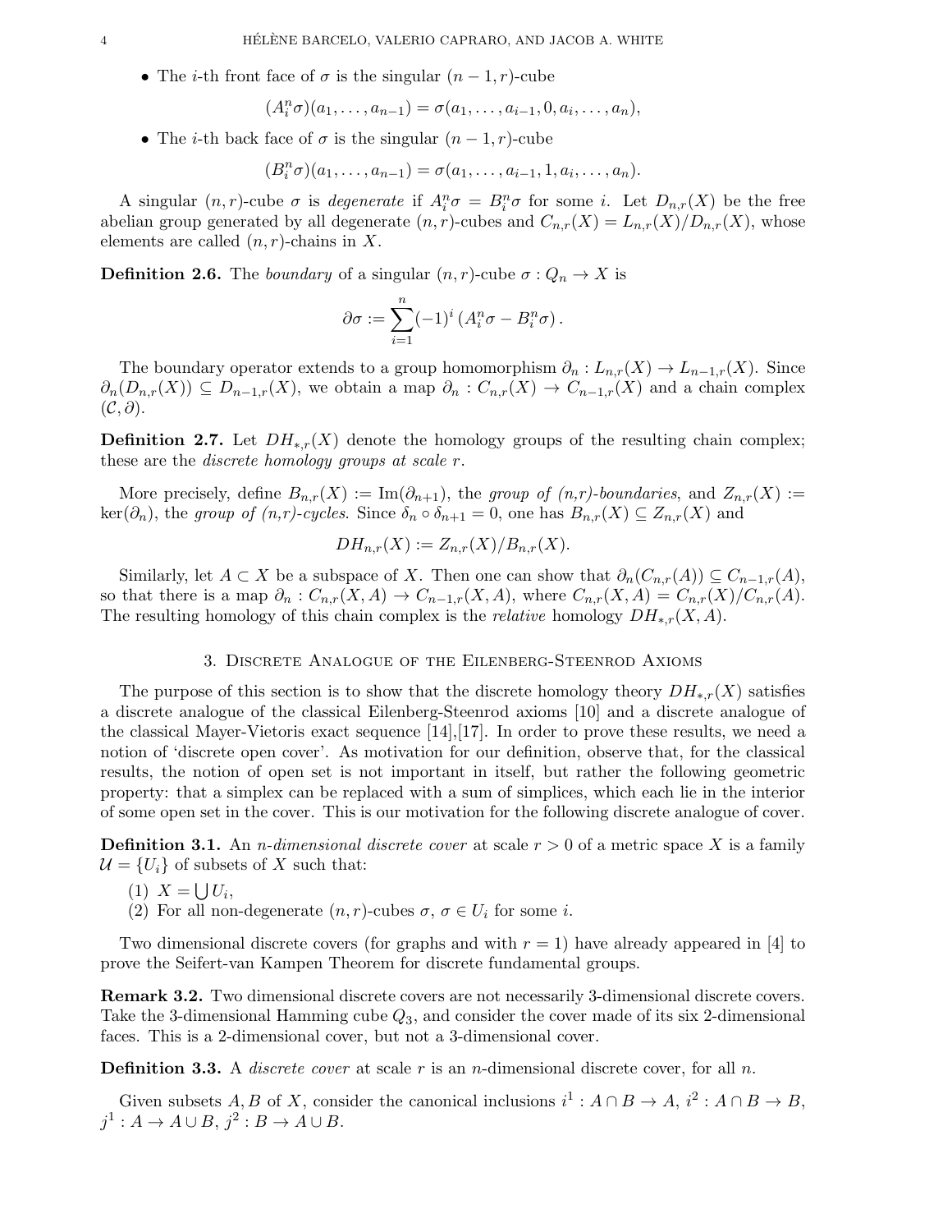- The $i$-th front face of $\sigma$ is the singular $(n-1,r)$-cube

$$(A_i^n\sigma)(a_1,\ldots,a_{n-1}) = \sigma(a_1,\ldots,a_{i-1},0,a_i,\ldots,a_n),$$

- The $i$-th back face of $\sigma$ is the singular $(n-1,r)$-cube

$$(B_i^n\sigma)(a_1,\ldots,a_{n-1}) = \sigma(a_1,\ldots,a_{i-1},1,a_i,\ldots,a_n).$$

A singular $(n,r)$-cube $\sigma$ is *degenerate* if $A_i^n\sigma = B_i^n\sigma$ for some $i$. Let $D_{n,r}(X)$ be the free abelian group generated by all degenerate $(n,r)$-cubes and $C_{n,r}(X) = L_{n,r}(X)/D_{n,r}(X)$, whose elements are called $(n,r)$-chains in $X$.

**Definition 2.6.** The *boundary* of a singular $(n,r)$-cube $\sigma : Q_n \to X$ is

$$\partial\sigma := \sum_{i=1}^{n}(-1)^i\left(A_i^n\sigma - B_i^n\sigma\right).$$

The boundary operator extends to a group homomorphism $\partial_n : L_{n,r}(X) \to L_{n-1,r}(X)$. Since $\partial_n(D_{n,r}(X)) \subseteq D_{n-1,r}(X)$, we obtain a map $\partial_n : C_{n,r}(X) \to C_{n-1,r}(X)$ and a chain complex $(\mathcal{C},\partial)$.

**Definition 2.7.** Let $DH_{*,r}(X)$ denote the homology groups of the resulting chain complex; these are the *discrete homology groups at scale* $r$.

More precisely, define $B_{n,r}(X) := \mathrm{Im}(\partial_{n+1})$, the *group of (n,r)-boundaries*, and $Z_{n,r}(X) := \ker(\partial_n)$, the *group of (n,r)-cycles*. Since $\delta_n \circ \delta_{n+1} = 0$, one has $B_{n,r}(X) \subseteq Z_{n,r}(X)$ and

$$DH_{n,r}(X) := Z_{n,r}(X)/B_{n,r}(X).$$

Similarly, let $A \subset X$ be a subspace of $X$. Then one can show that $\partial_n(C_{n,r}(A)) \subseteq C_{n-1,r}(A)$, so that there is a map $\partial_n : C_{n,r}(X,A) \to C_{n-1,r}(X,A)$, where $C_{n,r}(X,A) = C_{n,r}(X)/C_{n,r}(A)$. The resulting homology of this chain complex is the *relative* homology $DH_{*,r}(X,A)$.

## 3. Discrete Analogue of the Eilenberg-Steenrod Axioms

The purpose of this section is to show that the discrete homology theory $DH_{*,r}(X)$ satisfies a discrete analogue of the classical Eilenberg-Steenrod axioms [10] and a discrete analogue of the classical Mayer-Vietoris exact sequence [14],[17]. In order to prove these results, we need a notion of 'discrete open cover'. As motivation for our definition, observe that, for the classical results, the notion of open set is not important in itself, but rather the following geometric property: that a simplex can be replaced with a sum of simplices, which each lie in the interior of some open set in the cover. This is our motivation for the following discrete analogue of cover.

**Definition 3.1.** An *n-dimensional discrete cover* at scale $r > 0$ of a metric space $X$ is a family $\mathcal{U} = \{U_i\}$ of subsets of $X$ such that:

(1) $X = \bigcup U_i$,
(2) For all non-degenerate $(n,r)$-cubes $\sigma$, $\sigma \in U_i$ for some $i$.

Two dimensional discrete covers (for graphs and with $r = 1$) have already appeared in [4] to prove the Seifert-van Kampen Theorem for discrete fundamental groups.

**Remark 3.2.** Two dimensional discrete covers are not necessarily 3-dimensional discrete covers. Take the 3-dimensional Hamming cube $Q_3$, and consider the cover made of its six 2-dimensional faces. This is a 2-dimensional cover, but not a 3-dimensional cover.

**Definition 3.3.** A *discrete cover* at scale $r$ is an $n$-dimensional discrete cover, for all $n$.

Given subsets $A, B$ of $X$, consider the canonical inclusions $i^1 : A \cap B \to A$, $i^2 : A \cap B \to B$, $j^1 : A \to A \cup B$, $j^2 : B \to A \cup B$.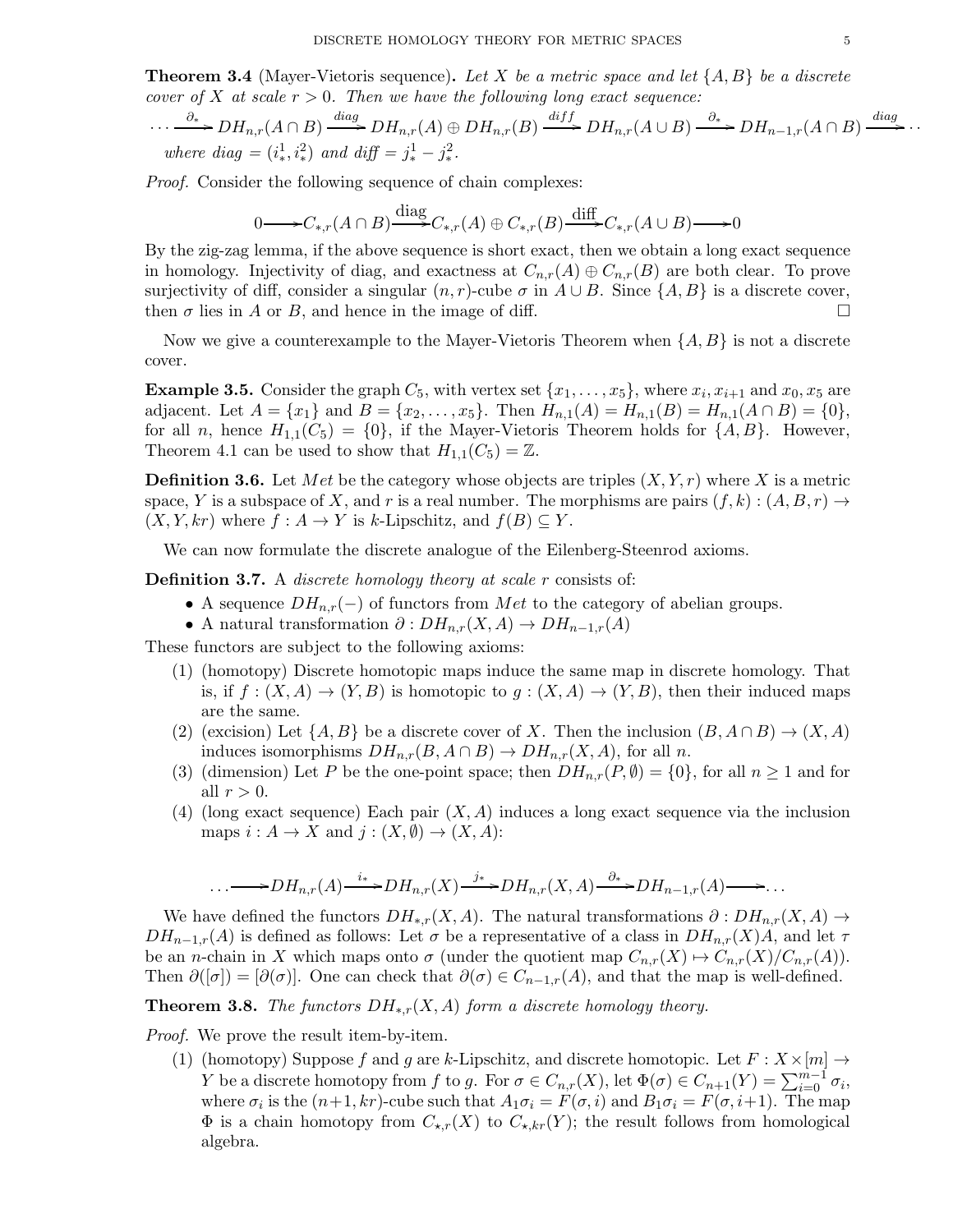**Theorem 3.4** (Mayer-Vietoris sequence)**.** *Let $X$ be a metric space and let $\{A, B\}$ be a discrete cover of $X$ at scale $r > 0$. Then we have the following long exact sequence:*

$$\cdots \xrightarrow{\partial_*} DH_{n,r}(A \cap B) \xrightarrow{diag} DH_{n,r}(A) \oplus DH_{n,r}(B) \xrightarrow{diff} DH_{n,r}(A \cup B) \xrightarrow{\partial_*} DH_{n-1,r}(A \cap B) \xrightarrow{diag} \cdots$$

*where $diag = (i^1_*, i^2_*)$ and $diff = j^1_* - j^2_*$.*

*Proof.* Consider the following sequence of chain complexes:

$$0 \longrightarrow C_{*,r}(A \cap B) \xrightarrow{\text{diag}} C_{*,r}(A) \oplus C_{*,r}(B) \xrightarrow{\text{diff}} C_{*,r}(A \cup B) \longrightarrow 0$$

By the zig-zag lemma, if the above sequence is short exact, then we obtain a long exact sequence in homology. Injectivity of diag, and exactness at $C_{n,r}(A) \oplus C_{n,r}(B)$ are both clear. To prove surjectivity of diff, consider a singular $(n, r)$-cube $\sigma$ in $A \cup B$. Since $\{A, B\}$ is a discrete cover, then $\sigma$ lies in $A$ or $B$, and hence in the image of diff. $\square$

Now we give a counterexample to the Mayer-Vietoris Theorem when $\{A, B\}$ is not a discrete cover.

**Example 3.5.** Consider the graph $C_5$, with vertex set $\{x_1, \ldots, x_5\}$, where $x_i, x_{i+1}$ and $x_0, x_5$ are adjacent. Let $A = \{x_1\}$ and $B = \{x_2, \ldots, x_5\}$. Then $H_{n,1}(A) = H_{n,1}(B) = H_{n,1}(A \cap B) = \{0\}$, for all $n$, hence $H_{1,1}(C_5) = \{0\}$, if the Mayer-Vietoris Theorem holds for $\{A, B\}$. However, Theorem 4.1 can be used to show that $H_{1,1}(C_5) = \mathbb{Z}$.

**Definition 3.6.** Let $Met$ be the category whose objects are triples $(X, Y, r)$ where $X$ is a metric space, $Y$ is a subspace of $X$, and $r$ is a real number. The morphisms are pairs $(f, k) : (A, B, r) \to (X, Y, kr)$ where $f : A \to Y$ is $k$-Lipschitz, and $f(B) \subseteq Y$.

We can now formulate the discrete analogue of the Eilenberg-Steenrod axioms.

**Definition 3.7.** A *discrete homology theory at scale $r$* consists of:

- A sequence $DH_{n,r}(-)$ of functors from $Met$ to the category of abelian groups.
- A natural transformation $\partial : DH_{n,r}(X, A) \to DH_{n-1,r}(A)$

These functors are subject to the following axioms:

1. (homotopy) Discrete homotopic maps induce the same map in discrete homology. That is, if $f : (X, A) \to (Y, B)$ is homotopic to $g : (X, A) \to (Y, B)$, then their induced maps are the same.
2. (excision) Let $\{A, B\}$ be a discrete cover of $X$. Then the inclusion $(B, A \cap B) \to (X, A)$ induces isomorphisms $DH_{n,r}(B, A \cap B) \to DH_{n,r}(X, A)$, for all $n$.
3. (dimension) Let $P$ be the one-point space; then $DH_{n,r}(P, \emptyset) = \{0\}$, for all $n \geq 1$ and for all $r > 0$.
4. (long exact sequence) Each pair $(X, A)$ induces a long exact sequence via the inclusion maps $i : A \to X$ and $j : (X, \emptyset) \to (X, A)$:

$$\ldots \longrightarrow DH_{n,r}(A) \xrightarrow{i_*} DH_{n,r}(X) \xrightarrow{j_*} DH_{n,r}(X, A) \xrightarrow{\partial_*} DH_{n-1,r}(A) \longrightarrow \ldots$$

We have defined the functors $DH_{*,r}(X, A)$. The natural transformations $\partial : DH_{n,r}(X, A) \to DH_{n-1,r}(A)$ is defined as follows: Let $\sigma$ be a representative of a class in $DH_{n,r}(X)A$, and let $\tau$ be an $n$-chain in $X$ which maps onto $\sigma$ (under the quotient map $C_{n,r}(X) \mapsto C_{n,r}(X)/C_{n,r}(A)$). Then $\partial([\sigma]) = [\partial(\sigma)]$. One can check that $\partial(\sigma) \in C_{n-1,r}(A)$, and that the map is well-defined.

**Theorem 3.8.** *The functors $DH_{*,r}(X, A)$ form a discrete homology theory.*

*Proof.* We prove the result item-by-item.

1. (homotopy) Suppose $f$ and $g$ are $k$-Lipschitz, and discrete homotopic. Let $F : X \times [m] \to Y$ be a discrete homotopy from $f$ to $g$. For $\sigma \in C_{n,r}(X)$, let $\Phi(\sigma) \in C_{n+1}(Y) = \sum_{i=0}^{m-1} \sigma_i$, where $\sigma_i$ is the $(n+1, kr)$-cube such that $A_1\sigma_i = F(\sigma, i)$ and $B_1\sigma_i = F(\sigma, i+1)$. The map $\Phi$ is a chain homotopy from $C_{\star,r}(X)$ to $C_{\star,kr}(Y)$; the result follows from homological algebra.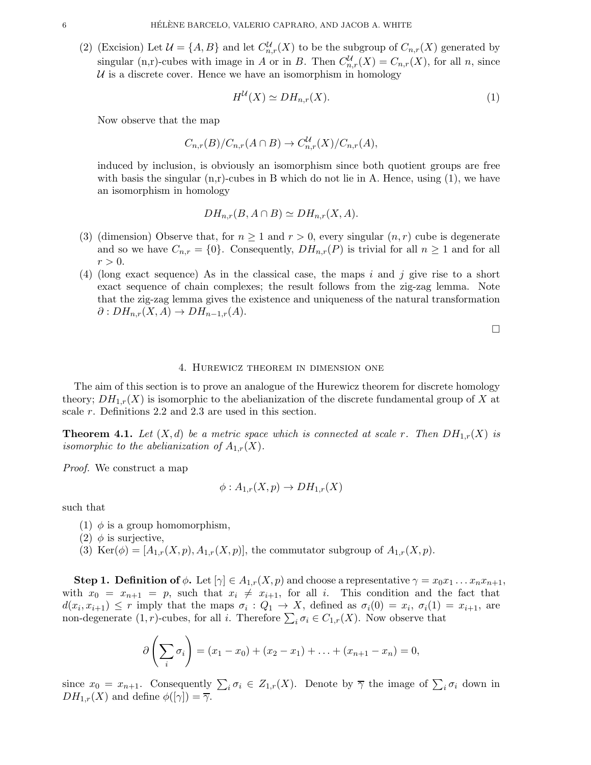(2) (Excision) Let $\mathcal{U} = \{A, B\}$ and let $C^{\mathcal{U}}_{n,r}(X)$ to be the subgroup of $C_{n,r}(X)$ generated by singular (n,r)-cubes with image in $A$ or in $B$. Then $C^{\mathcal{U}}_{n,r}(X) = C_{n,r}(X)$, for all $n$, since $\mathcal{U}$ is a discrete cover. Hence we have an isomorphism in homology

$$H^{\mathcal{U}}(X) \simeq DH_{n,r}(X). \tag{1}$$

Now observe that the map

$$C_{n,r}(B)/C_{n,r}(A \cap B) \to C^{\mathcal{U}}_{n,r}(X)/C_{n,r}(A),$$

induced by inclusion, is obviously an isomorphism since both quotient groups are free with basis the singular (n,r)-cubes in B which do not lie in A. Hence, using (1), we have an isomorphism in homology

$$DH_{n,r}(B, A \cap B) \simeq DH_{n,r}(X, A).$$

(3) (dimension) Observe that, for $n \geq 1$ and $r > 0$, every singular $(n, r)$ cube is degenerate and so we have $C_{n,r} = \{0\}$. Consequently, $DH_{n,r}(P)$ is trivial for all $n \geq 1$ and for all $r > 0$.

(4) (long exact sequence) As in the classical case, the maps $i$ and $j$ give rise to a short exact sequence of chain complexes; the result follows from the zig-zag lemma. Note that the zig-zag lemma gives the existence and uniqueness of the natural transformation $\partial : DH_{n,r}(X, A) \to DH_{n-1,r}(A)$.

□

## 4. Hurewicz theorem in dimension one

The aim of this section is to prove an analogue of the Hurewicz theorem for discrete homology theory; $DH_{1,r}(X)$ is isomorphic to the abelianization of the discrete fundamental group of $X$ at scale $r$. Definitions 2.2 and 2.3 are used in this section.

**Theorem 4.1.** *Let $(X, d)$ be a metric space which is connected at scale $r$. Then $DH_{1,r}(X)$ is isomorphic to the abelianization of $A_{1,r}(X)$.*

*Proof.* We construct a map

$$\phi : A_{1,r}(X, p) \to DH_{1,r}(X)$$

such that

1. $\phi$ is a group homomorphism,
2. $\phi$ is surjective,
3. $\mathrm{Ker}(\phi) = [A_{1,r}(X, p), A_{1,r}(X, p)]$, the commutator subgroup of $A_{1,r}(X, p)$.

**Step 1. Definition of $\phi$.** Let $[\gamma] \in A_{1,r}(X, p)$ and choose a representative $\gamma = x_0x_1 \ldots x_nx_{n+1}$, with $x_0 = x_{n+1} = p$, such that $x_i \neq x_{i+1}$, for all $i$. This condition and the fact that $d(x_i, x_{i+1}) \leq r$ imply that the maps $\sigma_i : Q_1 \to X$, defined as $\sigma_i(0) = x_i$, $\sigma_i(1) = x_{i+1}$, are non-degenerate $(1, r)$-cubes, for all $i$. Therefore $\sum_i \sigma_i \in C_{1,r}(X)$. Now observe that

$$\partial \left( \sum_i \sigma_i \right) = (x_1 - x_0) + (x_2 - x_1) + \ldots + (x_{n+1} - x_n) = 0,$$

since $x_0 = x_{n+1}$. Consequently $\sum_i \sigma_i \in Z_{1,r}(X)$. Denote by $\overline{\gamma}$ the image of $\sum_i \sigma_i$ down in $DH_{1,r}(X)$ and define $\phi([\gamma]) = \overline{\gamma}$.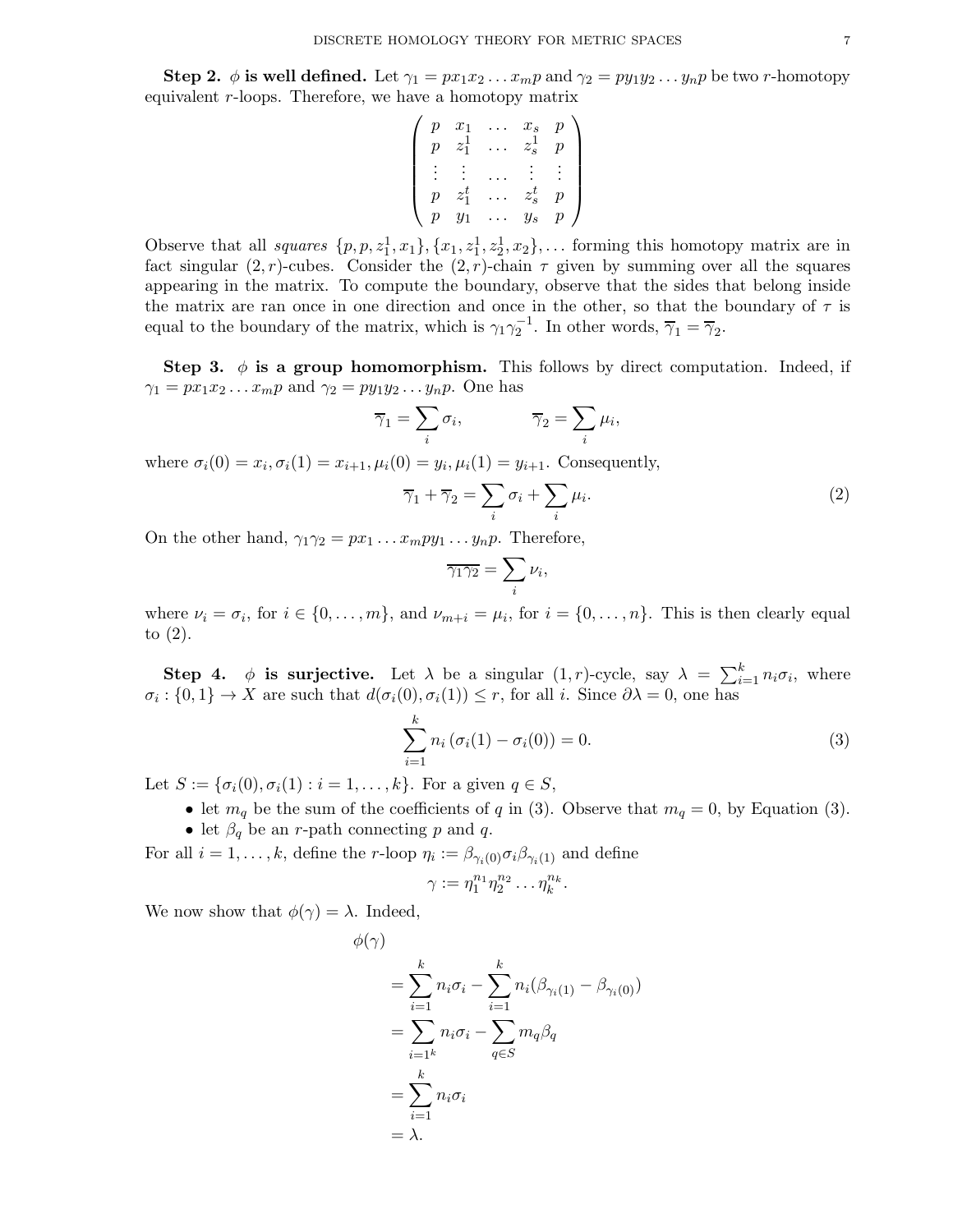**Step 2. $\phi$ is well defined.** Let $\gamma_1 = px_1x_2\dots x_mp$ and $\gamma_2 = py_1y_2\dots y_np$ be two $r$-homotopy equivalent $r$-loops. Therefore, we have a homotopy matrix

$$\begin{pmatrix} p & x_1 & \dots & x_s & p \\ p & z_1^1 & \dots & z_s^1 & p \\ \vdots & \vdots & \dots & \vdots & \vdots \\ p & z_1^t & \dots & z_s^t & p \\ p & y_1 & \dots & y_s & p \end{pmatrix}$$

Observe that all *squares* $\{p, p, z_1^1, x_1\}, \{x_1, z_1^1, z_2^1, x_2\}, \dots$ forming this homotopy matrix are in fact singular $(2, r)$-cubes. Consider the $(2, r)$-chain $\tau$ given by summing over all the squares appearing in the matrix. To compute the boundary, observe that the sides that belong inside the matrix are ran once in one direction and once in the other, so that the boundary of $\tau$ is equal to the boundary of the matrix, which is $\gamma_1\gamma_2^{-1}$. In other words, $\overline{\gamma}_1 = \overline{\gamma}_2$.

**Step 3. $\phi$ is a group homomorphism.** This follows by direct computation. Indeed, if $\gamma_1 = px_1x_2\dots x_mp$ and $\gamma_2 = py_1y_2\dots y_np$. One has

$$\overline{\gamma}_1 = \sum_i \sigma_i, \qquad \overline{\gamma}_2 = \sum_i \mu_i,$$

where $\sigma_i(0) = x_i, \sigma_i(1) = x_{i+1}, \mu_i(0) = y_i, \mu_i(1) = y_{i+1}$. Consequently,

$$\overline{\gamma}_1 + \overline{\gamma}_2 = \sum_i \sigma_i + \sum_i \mu_i. \tag{2}$$

On the other hand, $\gamma_1\gamma_2 = px_1\dots x_mpy_1\dots y_np$. Therefore,

$$\overline{\gamma_1\gamma_2} = \sum_i \nu_i,$$

where $\nu_i = \sigma_i$, for $i \in \{0, \dots, m\}$, and $\nu_{m+i} = \mu_i$, for $i = \{0, \dots, n\}$. This is then clearly equal to (2).

**Step 4. $\phi$ is surjective.** Let $\lambda$ be a singular $(1, r)$-cycle, say $\lambda = \sum_{i=1}^k n_i\sigma_i$, where $\sigma_i : \{0, 1\} \to X$ are such that $d(\sigma_i(0), \sigma_i(1)) \le r$, for all $i$. Since $\partial\lambda = 0$, one has

$$\sum_{i=1}^k n_i\left(\sigma_i(1) - \sigma_i(0)\right) = 0. \tag{3}$$

Let $S := \{\sigma_i(0), \sigma_i(1) : i = 1, \dots, k\}$. For a given $q \in S$,

- let $m_q$ be the sum of the coefficients of $q$ in (3). Observe that $m_q = 0$, by Equation (3).
- let $\beta_q$ be an $r$-path connecting $p$ and $q$.

For all $i = 1, \dots, k$, define the $r$-loop $\eta_i := \beta_{\gamma_i(0)}\sigma_i\beta_{\gamma_i(1)}$ and define

$$\gamma := \eta_1^{n_1}\eta_2^{n_2}\dots\eta_k^{n_k}.$$

We now show that $\phi(\gamma) = \lambda$. Indeed,

$$\begin{aligned}
&\phi(\gamma) \\
&= \sum_{i=1}^k n_i\sigma_i - \sum_{i=1}^k n_i(\beta_{\gamma_i(1)} - \beta_{\gamma_i(0)}) \\
&= \sum_{i=1^k} n_i\sigma_i - \sum_{q\in S} m_q\beta_q \\
&= \sum_{i=1}^k n_i\sigma_i \\
&= \lambda.
\end{aligned}$$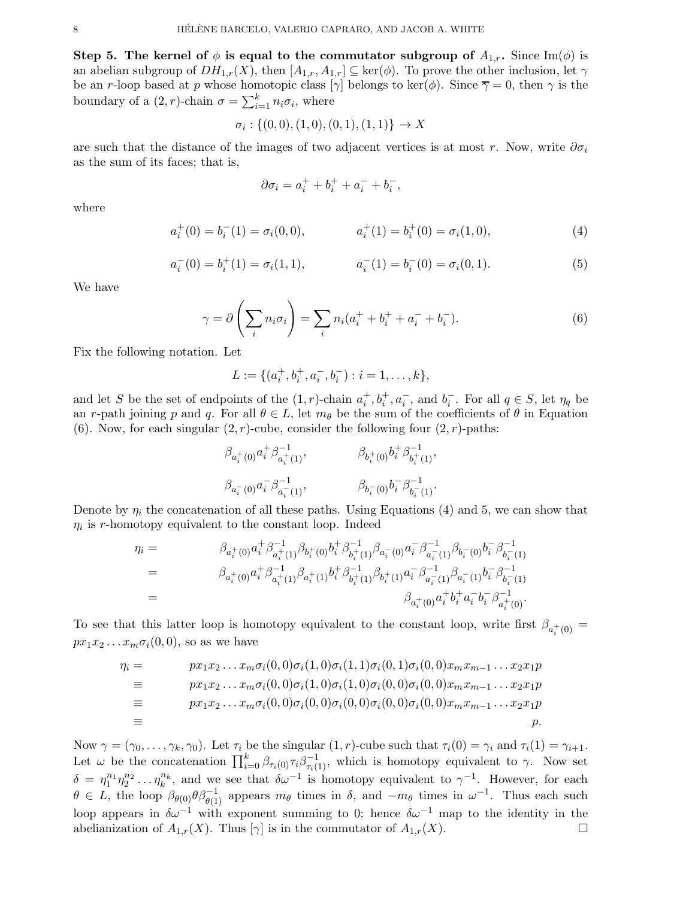**Step 5. The kernel of $\phi$ is equal to the commutator subgroup of $A_{1,r}$.** Since $\mathrm{Im}(\phi)$ is an abelian subgroup of $DH_{1,r}(X)$, then $[A_{1,r}, A_{1,r}] \subseteq \ker(\phi)$. To prove the other inclusion, let $\gamma$ be an $r$-loop based at $p$ whose homotopic class $[\gamma]$ belongs to $\ker(\phi)$. Since $\overline{\gamma} = 0$, then $\gamma$ is the boundary of a $(2,r)$-chain $\sigma = \sum_{i=1}^{k} n_i \sigma_i$, where

$$\sigma_i : \{(0,0),(1,0),(0,1),(1,1)\} \to X$$

are such that the distance of the images of two adjacent vertices is at most $r$. Now, write $\partial\sigma_i$ as the sum of its faces; that is,

$$\partial\sigma_i = a_i^+ + b_i^+ + a_i^- + b_i^-,$$

where

$$a_i^+(0) = b_i^-(1) = \sigma_i(0,0), \qquad a_i^+(1) = b_i^+(0) = \sigma_i(1,0), \tag{4}$$

$$a_i^-(0) = b_i^+(1) = \sigma_i(1,1), \qquad a_i^-(1) = b_i^-(0) = \sigma_i(0,1). \tag{5}$$

We have

$$\gamma = \partial\left(\sum_i n_i\sigma_i\right) = \sum_i n_i(a_i^+ + b_i^+ + a_i^- + b_i^-). \tag{6}$$

Fix the following notation. Let

$$L := \{(a_i^+, b_i^+, a_i^-, b_i^-) : i = 1,\dots,k\},$$

and let $S$ be the set of endpoints of the $(1,r)$-chain $a_i^+, b_i^+, a_i^-$, and $b_i^-$. For all $q \in S$, let $\eta_q$ be an $r$-path joining $p$ and $q$. For all $\theta \in L$, let $m_\theta$ be the sum of the coefficients of $\theta$ in Equation (6). Now, for each singular $(2,r)$-cube, consider the following four $(2,r)$-paths:

$$\beta_{a_i^+(0)} a_i^+ \beta^{-1}_{a_i^+(1)}, \qquad \beta_{b_i^+(0)} b_i^+ \beta^{-1}_{b_i^+(1)},$$

$$\beta_{a_i^-(0)} a_i^- \beta^{-1}_{a_i^-(1)}, \qquad \beta_{b_i^-(0)} b_i^- \beta^{-1}_{b_i^-(1)}.$$

Denote by $\eta_i$ the concatenation of all these paths. Using Equations (4) and 5, we can show that $\eta_i$ is $r$-homotopy equivalent to the constant loop. Indeed

$$\begin{aligned}
\eta_i &= \beta_{a_i^+(0)} a_i^+ \beta^{-1}_{a_i^+(1)} \beta_{b_i^+(0)} b_i^+ \beta^{-1}_{b_i^+(1)} \beta_{a_i^-(0)} a_i^- \beta^{-1}_{a_i^-(1)} \beta_{b_i^-(0)} b_i^- \beta^{-1}_{b_i^-(1)} \\
&= \beta_{a_i^+(0)} a_i^+ \beta^{-1}_{a_i^+(1)} \beta_{a_i^+(1)} b_i^+ \beta^{-1}_{b_i^+(1)} \beta_{b_i^+(1)} a_i^- \beta^{-1}_{a_i^-(1)} \beta_{a_i^-(1)} b_i^- \beta^{-1}_{b_i^-(1)} \\
&= \beta_{a_i^+(0)} a_i^+ b_i^+ a_i^- b_i^- \beta^{-1}_{a_i^+(0)}.
\end{aligned}$$

To see that this latter loop is homotopy equivalent to the constant loop, write first $\beta_{a_i^+(0)} = p x_1 x_2 \dots x_m \sigma_i(0,0)$, so as we have

$$\begin{aligned}
\eta_i &= p x_1 x_2 \dots x_m \sigma_i(0,0)\sigma_i(1,0)\sigma_i(1,1)\sigma_i(0,1)\sigma_i(0,0) x_m x_{m-1} \dots x_2 x_1 p \\
&\equiv p x_1 x_2 \dots x_m \sigma_i(0,0)\sigma_i(1,0)\sigma_i(1,0)\sigma_i(0,0)\sigma_i(0,0) x_m x_{m-1} \dots x_2 x_1 p \\
&\equiv p x_1 x_2 \dots x_m \sigma_i(0,0)\sigma_i(0,0)\sigma_i(0,0)\sigma_i(0,0)\sigma_i(0,0) x_m x_{m-1} \dots x_2 x_1 p \\
&\equiv p.
\end{aligned}$$

Now $\gamma = (\gamma_0, \dots, \gamma_k, \gamma_0)$. Let $\tau_i$ be the singular $(1,r)$-cube such that $\tau_i(0) = \gamma_i$ and $\tau_i(1) = \gamma_{i+1}$. Let $\omega$ be the concatenation $\prod_{i=0}^{k} \beta_{\tau_i(0)} \tau_i \beta^{-1}_{\tau_i(1)}$, which is homotopy equivalent to $\gamma$. Now set $\delta = \eta_1^{n_1}\eta_2^{n_2}\dots\eta_k^{n_k}$, and we see that $\delta\omega^{-1}$ is homotopy equivalent to $\gamma^{-1}$. However, for each $\theta \in L$, the loop $\beta_{\theta(0)}\theta\beta^{-1}_{\theta(1)}$ appears $m_\theta$ times in $\delta$, and $-m_\theta$ times in $\omega^{-1}$. Thus each such loop appears in $\delta\omega^{-1}$ with exponent summing to 0; hence $\delta\omega^{-1}$ map to the identity in the abelianization of $A_{1,r}(X)$. Thus $[\gamma]$ is in the commutator of $A_{1,r}(X)$. $\square$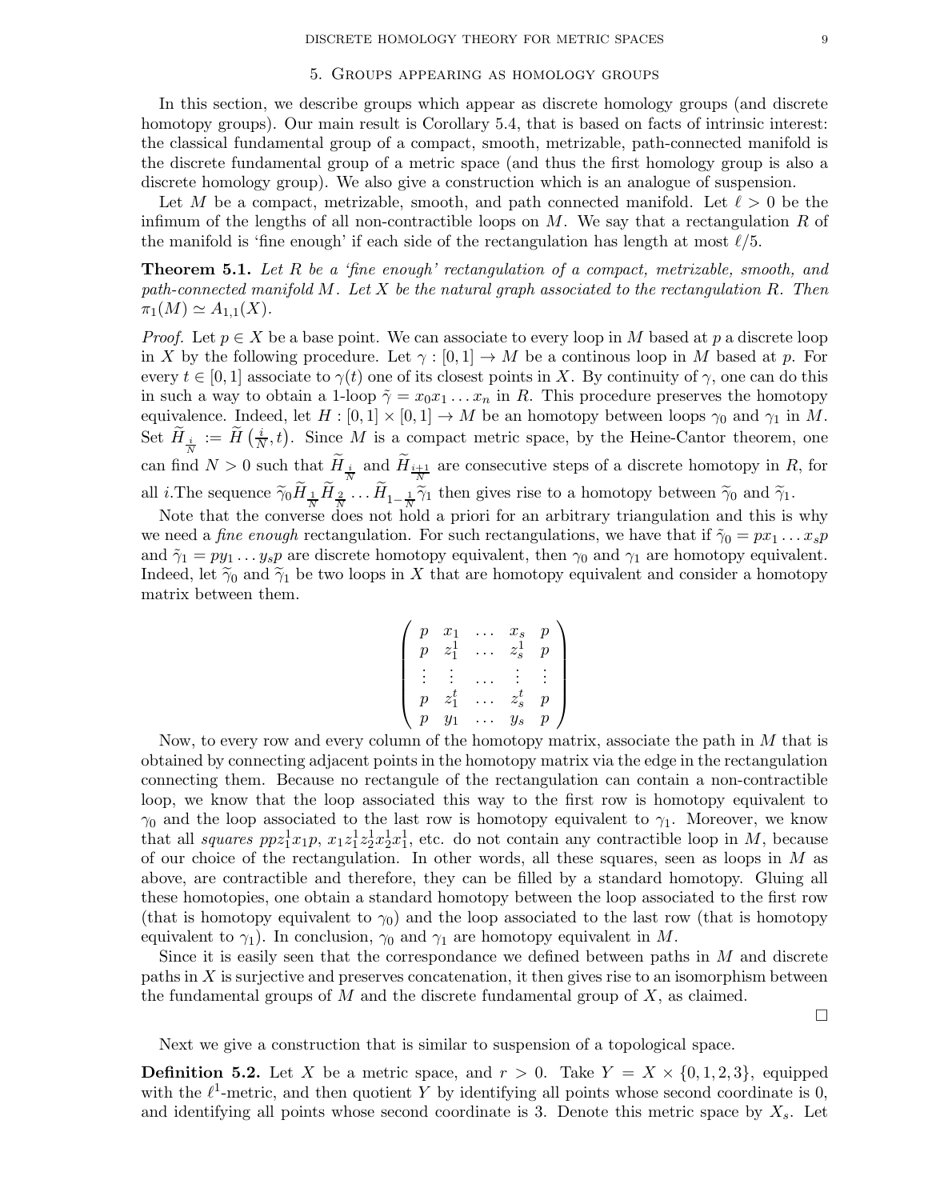## 5. Groups appearing as homology groups

In this section, we describe groups which appear as discrete homology groups (and discrete homotopy groups). Our main result is Corollary 5.4, that is based on facts of intrinsic interest: the classical fundamental group of a compact, smooth, metrizable, path-connected manifold is the discrete fundamental group of a metric space (and thus the first homology group is also a discrete homology group). We also give a construction which is an analogue of suspension.

Let $M$ be a compact, metrizable, smooth, and path connected manifold. Let $\ell > 0$ be the infimum of the lengths of all non-contractible loops on $M$. We say that a rectangulation $R$ of the manifold is 'fine enough' if each side of the rectangulation has length at most $\ell/5$.

**Theorem 5.1.** *Let $R$ be a 'fine enough' rectangulation of a compact, metrizable, smooth, and path-connected manifold $M$. Let $X$ be the natural graph associated to the rectangulation $R$. Then $\pi_1(M) \simeq A_{1,1}(X)$.*

*Proof.* Let $p \in X$ be a base point. We can associate to every loop in $M$ based at $p$ a discrete loop in $X$ by the following procedure. Let $\gamma : [0,1] \to M$ be a continous loop in $M$ based at $p$. For every $t \in [0,1]$ associate to $\gamma(t)$ one of its closest points in $X$. By continuity of $\gamma$, one can do this in such a way to obtain a 1-loop $\tilde{\gamma} = x_0 x_1 \dots x_n$ in $R$. This procedure preserves the homotopy equivalence. Indeed, let $H : [0,1] \times [0,1] \to M$ be an homotopy between loops $\gamma_0$ and $\gamma_1$ in $M$. Set $\widetilde{H}_{\frac{i}{N}} := \widetilde{H}\left(\frac{i}{N}, t\right)$. Since $M$ is a compact metric space, by the Heine-Cantor theorem, one can find $N > 0$ such that $\widetilde{H}_{\frac{i}{N}}$ and $\widetilde{H}_{\frac{i+1}{N}}$ are consecutive steps of a discrete homotopy in $R$, for all $i$.The sequence $\widetilde{\gamma}_0 \widetilde{H}_{\frac{1}{N}} \widetilde{H}_{\frac{2}{N}} \dots \widetilde{H}_{1-\frac{1}{N}} \widetilde{\gamma}_1$ then gives rise to a homotopy between $\widetilde{\gamma}_0$ and $\widetilde{\gamma}_1$.

Note that the converse does not hold a priori for an arbitrary triangulation and this is why we need a *fine enough* rectangulation. For such rectangulations, we have that if $\tilde{\gamma}_0 = p x_1 \dots x_s p$ and $\tilde{\gamma}_1 = p y_1 \dots y_s p$ are discrete homotopy equivalent, then $\gamma_0$ and $\gamma_1$ are homotopy equivalent. Indeed, let $\widetilde{\gamma}_0$ and $\widetilde{\gamma}_1$ be two loops in $X$ that are homotopy equivalent and consider a homotopy matrix between them.

$$\begin{pmatrix} p & x_1 & \dots & x_s & p \\ p & z_1^1 & \dots & z_s^1 & p \\ \vdots & \vdots & \dots & \vdots & \vdots \\ p & z_1^t & \dots & z_s^t & p \\ p & y_1 & \dots & y_s & p \end{pmatrix}$$

Now, to every row and every column of the homotopy matrix, associate the path in $M$ that is obtained by connecting adjacent points in the homotopy matrix via the edge in the rectangulation connecting them. Because no rectangule of the rectangulation can contain a non-contractible loop, we know that the loop associated this way to the first row is homotopy equivalent to $\gamma_0$ and the loop associated to the last row is homotopy equivalent to $\gamma_1$. Moreover, we know that all *squares* $p p z_1^1 x_1 p$, $x_1 z_1^1 z_2^1 x_2^1 x_1^1$, etc. do not contain any contractible loop in $M$, because of our choice of the rectangulation. In other words, all these squares, seen as loops in $M$ as above, are contractible and therefore, they can be filled by a standard homotopy. Gluing all these homotopies, one obtain a standard homotopy between the loop associated to the first row (that is homotopy equivalent to $\gamma_0$) and the loop associated to the last row (that is homotopy equivalent to $\gamma_1$). In conclusion, $\gamma_0$ and $\gamma_1$ are homotopy equivalent in $M$.

Since it is easily seen that the correspondance we defined between paths in $M$ and discrete paths in $X$ is surjective and preserves concatenation, it then gives rise to an isomorphism between the fundamental groups of $M$ and the discrete fundamental group of $X$, as claimed.

□

Next we give a construction that is similar to suspension of a topological space.

**Definition 5.2.** Let $X$ be a metric space, and $r > 0$. Take $Y = X \times \{0, 1, 2, 3\}$, equipped with the $\ell^1$-metric, and then quotient $Y$ by identifying all points whose second coordinate is 0, and identifying all points whose second coordinate is 3. Denote this metric space by $X_s$. Let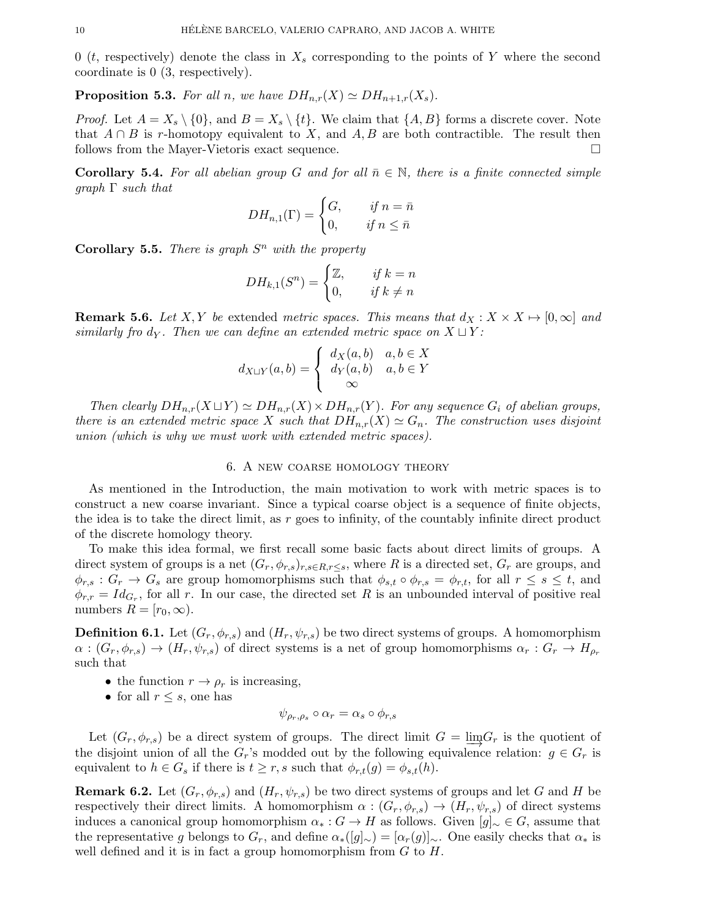0 ($t$, respectively) denote the class in $X_s$ corresponding to the points of $Y$ where the second coordinate is 0 (3, respectively).

**Proposition 5.3.** *For all $n$, we have $DH_{n,r}(X) \simeq DH_{n+1,r}(X_s)$.*

*Proof.* Let $A = X_s \setminus \{0\}$, and $B = X_s \setminus \{t\}$. We claim that $\{A, B\}$ forms a discrete cover. Note that $A \cap B$ is $r$-homotopy equivalent to $X$, and $A, B$ are both contractible. The result then follows from the Mayer-Vietoris exact sequence. □

**Corollary 5.4.** *For all abelian group $G$ and for all $\bar{n} \in \mathbb{N}$, there is a finite connected simple graph $\Gamma$ such that*

$$DH_{n,1}(\Gamma) = \begin{cases} G, & \text{if } n = \bar{n} \\ 0, & \text{if } n \leq \bar{n} \end{cases}$$

**Corollary 5.5.** *There is graph $S^n$ with the property*

$$DH_{k,1}(S^n) = \begin{cases} \mathbb{Z}, & \text{if } k = n \\ 0, & \text{if } k \neq n \end{cases}$$

**Remark 5.6.** *Let $X, Y$ be* extended *metric spaces. This means that $d_X : X \times X \mapsto [0, \infty]$ and similarly fro $d_Y$. Then we can define an extended metric space on $X \sqcup Y$:*

$$d_{X \sqcup Y}(a, b) = \begin{cases} d_X(a, b) & a, b \in X \\ d_Y(a, b) & a, b \in Y \\ \infty & \end{cases}$$

*Then clearly $DH_{n,r}(X \sqcup Y) \simeq DH_{n,r}(X) \times DH_{n,r}(Y)$. For any sequence $G_i$ of abelian groups, there is an extended metric space $X$ such that $DH_{n,r}(X) \simeq G_n$. The construction uses disjoint union (which is why we must work with extended metric spaces).*

## 6. A new coarse homology theory

As mentioned in the Introduction, the main motivation to work with metric spaces is to construct a new coarse invariant. Since a typical coarse object is a sequence of finite objects, the idea is to take the direct limit, as $r$ goes to infinity, of the countably infinite direct product of the discrete homology theory.

To make this idea formal, we first recall some basic facts about direct limits of groups. A direct system of groups is a net $(G_r, \phi_{r,s})_{r,s \in R, r \leq s}$, where $R$ is a directed set, $G_r$ are groups, and $\phi_{r,s} : G_r \to G_s$ are group homomorphisms such that $\phi_{s,t} \circ \phi_{r,s} = \phi_{r,t}$, for all $r \leq s \leq t$, and $\phi_{r,r} = Id_{G_r}$, for all $r$. In our case, the directed set $R$ is an unbounded interval of positive real numbers $R = [r_0, \infty)$.

**Definition 6.1.** Let $(G_r, \phi_{r,s})$ and $(H_r, \psi_{r,s})$ be two direct systems of groups. A homomorphism $\alpha : (G_r, \phi_{r,s}) \to (H_r, \psi_{r,s})$ of direct systems is a net of group homomorphisms $\alpha_r : G_r \to H_{\rho_r}$ such that

- the function $r \to \rho_r$ is increasing,
- for all $r \leq s$, one has

$$\psi_{\rho_r, \rho_s} \circ \alpha_r = \alpha_s \circ \phi_{r,s}$$

Let $(G_r, \phi_{r,s})$ be a direct system of groups. The direct limit $G = \varinjlim G_r$ is the quotient of the disjoint union of all the $G_r$'s modded out by the following equivalence relation: $g \in G_r$ is equivalent to $h \in G_s$ if there is $t \geq r, s$ such that $\phi_{r,t}(g) = \phi_{s,t}(h)$.

**Remark 6.2.** Let $(G_r, \phi_{r,s})$ and $(H_r, \psi_{r,s})$ be two direct systems of groups and let $G$ and $H$ be respectively their direct limits. A homomorphism $\alpha : (G_r, \phi_{r,s}) \to (H_r, \psi_{r,s})$ of direct systems induces a canonical group homomorphism $\alpha_* : G \to H$ as follows. Given $[g]_\sim \in G$, assume that the representative $g$ belongs to $G_r$, and define $\alpha_*([g]_\sim) = [\alpha_r(g)]_\sim$. One easily checks that $\alpha_*$ is well defined and it is in fact a group homomorphism from $G$ to $H$.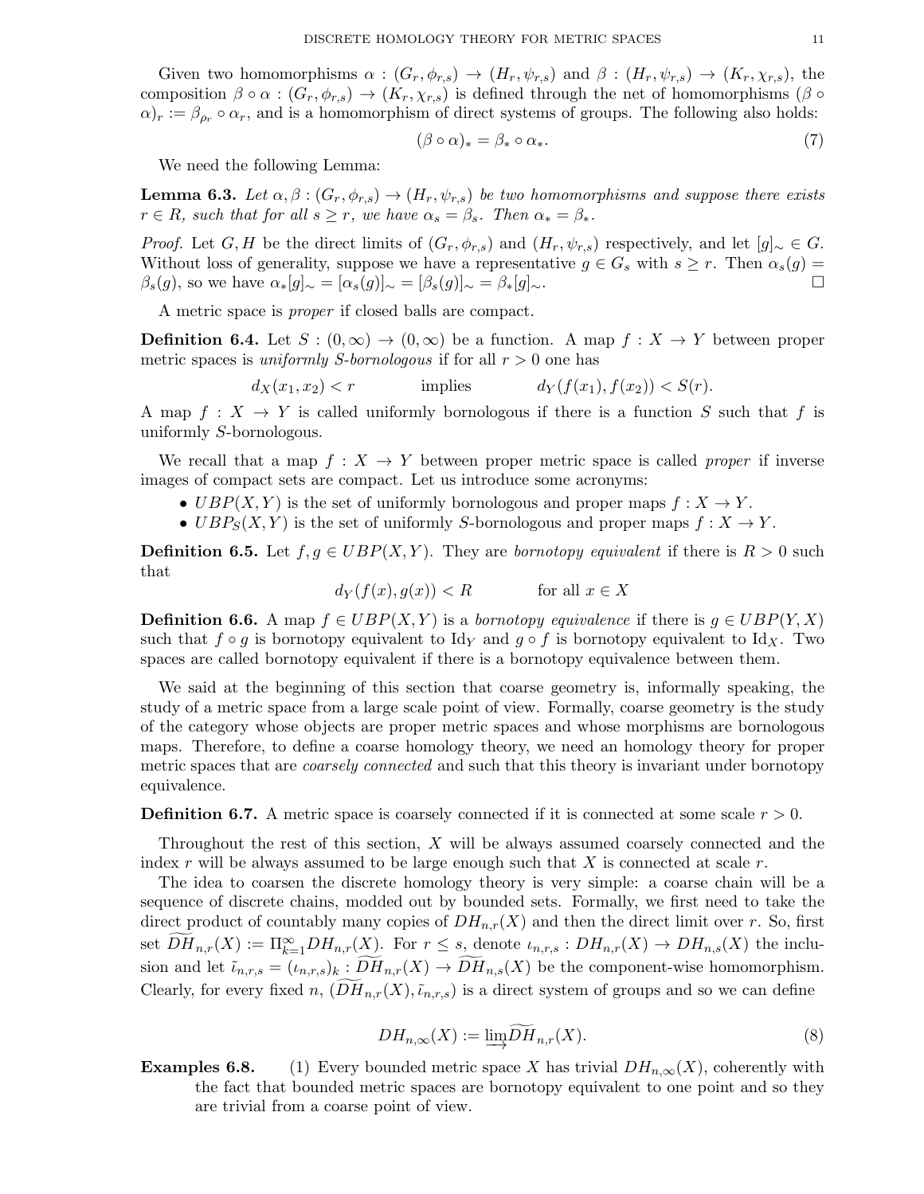Given two homomorphisms $\alpha : (G_r, \phi_{r,s}) \to (H_r, \psi_{r,s})$ and $\beta : (H_r, \psi_{r,s}) \to (K_r, \chi_{r,s})$, the composition $\beta \circ \alpha : (G_r, \phi_{r,s}) \to (K_r, \chi_{r,s})$ is defined through the net of homomorphisms $(\beta \circ \alpha)_r := \beta_{\rho_r} \circ \alpha_r$, and is a homomorphism of direct systems of groups. The following also holds:

$$(\beta \circ \alpha)_* = \beta_* \circ \alpha_*. \tag{7}$$

We need the following Lemma:

**Lemma 6.3.** *Let $\alpha, \beta : (G_r, \phi_{r,s}) \to (H_r, \psi_{r,s})$ be two homomorphisms and suppose there exists $r \in R$, such that for all $s \geq r$, we have $\alpha_s = \beta_s$. Then $\alpha_* = \beta_*$.*

*Proof.* Let $G, H$ be the direct limits of $(G_r, \phi_{r,s})$ and $(H_r, \psi_{r,s})$ respectively, and let $[g]_\sim \in G$. Without loss of generality, suppose we have a representative $g \in G_s$ with $s \geq r$. Then $\alpha_s(g) = \beta_s(g)$, so we have $\alpha_*[g]_\sim = [\alpha_s(g)]_\sim = [\beta_s(g)]_\sim = \beta_*[g]_\sim$. □

A metric space is *proper* if closed balls are compact.

**Definition 6.4.** Let $S : (0, \infty) \to (0, \infty)$ be a function. A map $f : X \to Y$ between proper metric spaces is *uniformly S-bornologous* if for all $r > 0$ one has

$$d_X(x_1, x_2) < r \qquad \text{implies} \qquad d_Y(f(x_1), f(x_2)) < S(r).$$

A map $f : X \to Y$ is called uniformly bornologous if there is a function $S$ such that $f$ is uniformly $S$-bornologous.

We recall that a map $f : X \to Y$ between proper metric space is called *proper* if inverse images of compact sets are compact. Let us introduce some acronyms:

- $UBP(X, Y)$ is the set of uniformly bornologous and proper maps $f : X \to Y$.
- $UBP_S(X, Y)$ is the set of uniformly $S$-bornologous and proper maps $f : X \to Y$.

**Definition 6.5.** Let $f, g \in UBP(X, Y)$. They are *bornotopy equivalent* if there is $R > 0$ such that

$$d_Y(f(x), g(x)) < R \qquad \text{for all } x \in X$$

**Definition 6.6.** A map $f \in UBP(X, Y)$ is a *bornotopy equivalence* if there is $g \in UBP(Y, X)$ such that $f \circ g$ is bornotopy equivalent to $\mathrm{Id}_Y$ and $g \circ f$ is bornotopy equivalent to $\mathrm{Id}_X$. Two spaces are called bornotopy equivalent if there is a bornotopy equivalence between them.

We said at the beginning of this section that coarse geometry is, informally speaking, the study of a metric space from a large scale point of view. Formally, coarse geometry is the study of the category whose objects are proper metric spaces and whose morphisms are bornologous maps. Therefore, to define a coarse homology theory, we need an homology theory for proper metric spaces that are *coarsely connected* and such that this theory is invariant under bornotopy equivalence.

**Definition 6.7.** A metric space is coarsely connected if it is connected at some scale $r > 0$.

Throughout the rest of this section, $X$ will be always assumed coarsely connected and the index $r$ will be always assumed to be large enough such that $X$ is connected at scale $r$.

The idea to coarsen the discrete homology theory is very simple: a coarse chain will be a sequence of discrete chains, modded out by bounded sets. Formally, we first need to take the direct product of countably many copies of $DH_{n,r}(X)$ and then the direct limit over $r$. So, first set $\widetilde{DH}_{n,r}(X) := \Pi_{k=1}^{\infty} DH_{n,r}(X)$. For $r \leq s$, denote $\iota_{n,r,s} : DH_{n,r}(X) \to DH_{n,s}(X)$ the inclusion and let $\tilde{\iota}_{n,r,s} = (\iota_{n,r,s})_k : \widetilde{DH}_{n,r}(X) \to \widetilde{DH}_{n,s}(X)$ be the component-wise homomorphism. Clearly, for every fixed $n$, $(\widetilde{DH}_{n,r}(X), \tilde{\iota}_{n,r,s})$ is a direct system of groups and so we can define

$$DH_{n,\infty}(X) := \varinjlim \widetilde{DH}_{n,r}(X). \tag{8}$$

**Examples 6.8.**
(1) Every bounded metric space $X$ has trivial $DH_{n,\infty}(X)$, coherently with the fact that bounded metric spaces are bornotopy equivalent to one point and so they are trivial from a coarse point of view.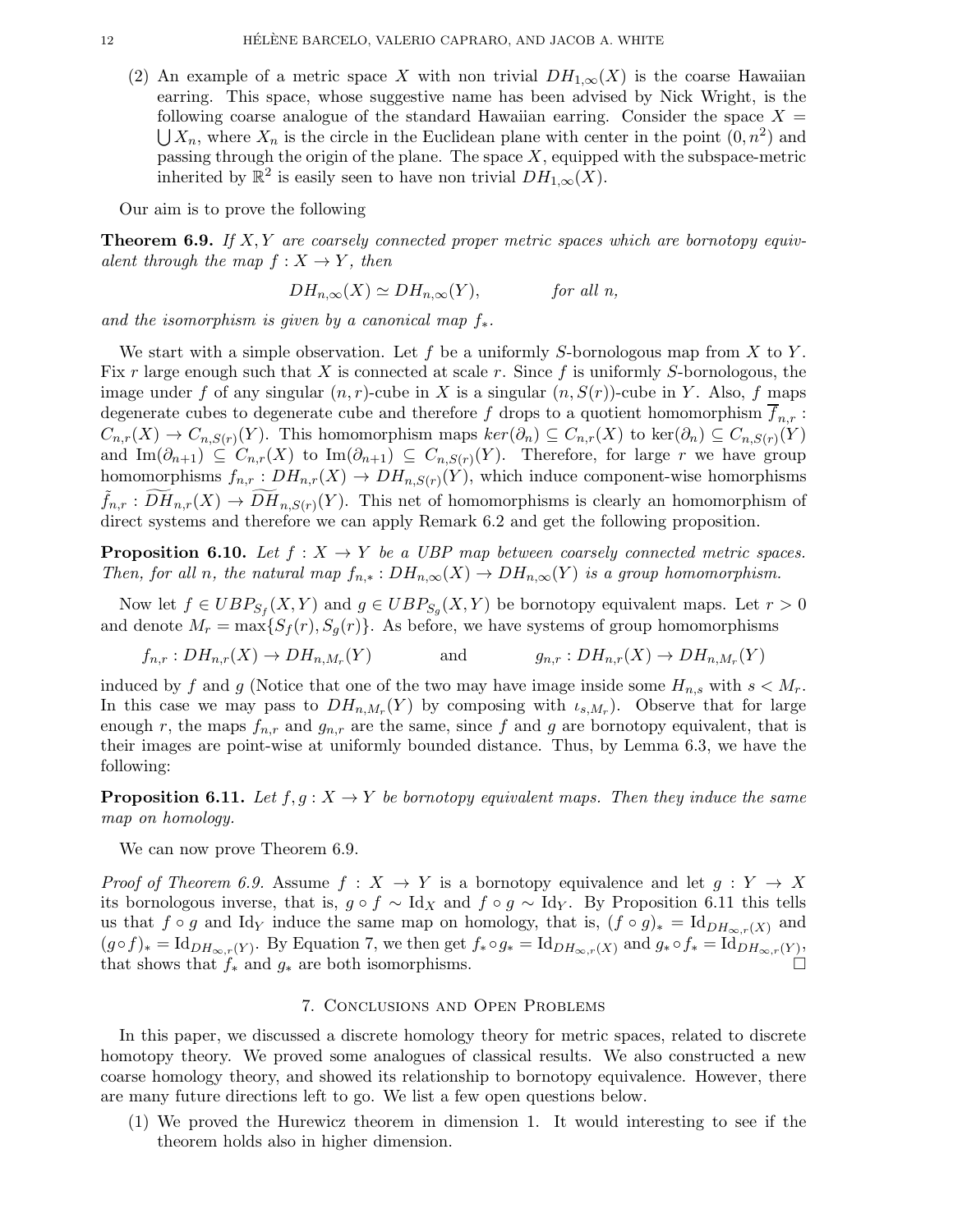(2) An example of a metric space $X$ with non trivial $DH_{1,\infty}(X)$ is the coarse Hawaiian earring. This space, whose suggestive name has been advised by Nick Wright, is the following coarse analogue of the standard Hawaiian earring. Consider the space $X = \bigcup X_n$, where $X_n$ is the circle in the Euclidean plane with center in the point $(0, n^2)$ and passing through the origin of the plane. The space $X$, equipped with the subspace-metric inherited by $\mathbb{R}^2$ is easily seen to have non trivial $DH_{1,\infty}(X)$.

Our aim is to prove the following

**Theorem 6.9.** *If $X, Y$ are coarsely connected proper metric spaces which are bornotopy equivalent through the map $f : X \to Y$, then*

$$DH_{n,\infty}(X) \simeq DH_{n,\infty}(Y), \qquad \textit{for all } n,$$

*and the isomorphism is given by a canonical map $f_*$.*

We start with a simple observation. Let $f$ be a uniformly $S$-bornologous map from $X$ to $Y$. Fix $r$ large enough such that $X$ is connected at scale $r$. Since $f$ is uniformly $S$-bornologous, the image under $f$ of any singular $(n, r)$-cube in $X$ is a singular $(n, S(r))$-cube in $Y$. Also, $f$ maps degenerate cubes to degenerate cube and therefore $f$ drops to a quotient homomorphism $\overline{f}_{n,r} : C_{n,r}(X) \to C_{n,S(r)}(Y)$. This homomorphism maps $ker(\partial_n) \subseteq C_{n,r}(X)$ to $\ker(\partial_n) \subseteq C_{n,S(r)}(Y)$ and $\text{Im}(\partial_{n+1}) \subseteq C_{n,r}(X)$ to $\text{Im}(\partial_{n+1}) \subseteq C_{n,S(r)}(Y)$. Therefore, for large $r$ we have group homomorphisms $f_{n,r} : DH_{n,r}(X) \to DH_{n,S(r)}(Y)$, which induce component-wise homorphisms $\tilde{f}_{n,r} : \widetilde{DH}_{n,r}(X) \to \widetilde{DH}_{n,S(r)}(Y)$. This net of homomorphisms is clearly an homomorphism of direct systems and therefore we can apply Remark 6.2 and get the following proposition.

**Proposition 6.10.** *Let $f : X \to Y$ be a UBP map between coarsely connected metric spaces. Then, for all $n$, the natural map $f_{n,*} : DH_{n,\infty}(X) \to DH_{n,\infty}(Y)$ is a group homomorphism.*

Now let $f \in UBP_{S_f}(X, Y)$ and $g \in UBP_{S_g}(X, Y)$ be bornotopy equivalent maps. Let $r > 0$ and denote $M_r = \max\{S_f(r), S_g(r)\}$. As before, we have systems of group homomorphisms

$$f_{n,r} : DH_{n,r}(X) \to DH_{n,M_r}(Y) \qquad \text{and} \qquad g_{n,r} : DH_{n,r}(X) \to DH_{n,M_r}(Y)$$

induced by $f$ and $g$ (Notice that one of the two may have image inside some $H_{n,s}$ with $s < M_r$. In this case we may pass to $DH_{n,M_r}(Y)$ by composing with $\iota_{s,M_r}$). Observe that for large enough $r$, the maps $f_{n,r}$ and $g_{n,r}$ are the same, since $f$ and $g$ are bornotopy equivalent, that is their images are point-wise at uniformly bounded distance. Thus, by Lemma 6.3, we have the following:

**Proposition 6.11.** *Let $f, g : X \to Y$ be bornotopy equivalent maps. Then they induce the same map on homology.*

We can now prove Theorem 6.9.

*Proof of Theorem 6.9.* Assume $f : X \to Y$ is a bornotopy equivalence and let $g : Y \to X$ its bornologous inverse, that is, $g \circ f \sim \text{Id}_X$ and $f \circ g \sim \text{Id}_Y$. By Proposition 6.11 this tells us that $f \circ g$ and $\text{Id}_Y$ induce the same map on homology, that is, $(f \circ g)_* = \text{Id}_{DH_{\infty,r}(X)}$ and $(g \circ f)_* = \text{Id}_{DH_{\infty,r}(Y)}$. By Equation 7, we then get $f_* \circ g_* = \text{Id}_{DH_{\infty,r}(X)}$ and $g_* \circ f_* = \text{Id}_{DH_{\infty,r}(Y)}$, that shows that $f_*$ and $g_*$ are both isomorphisms. $\square$

## 7. Conclusions and Open Problems

In this paper, we discussed a discrete homology theory for metric spaces, related to discrete homotopy theory. We proved some analogues of classical results. We also constructed a new coarse homology theory, and showed its relationship to bornotopy equivalence. However, there are many future directions left to go. We list a few open questions below.

(1) We proved the Hurewicz theorem in dimension 1. It would interesting to see if the theorem holds also in higher dimension.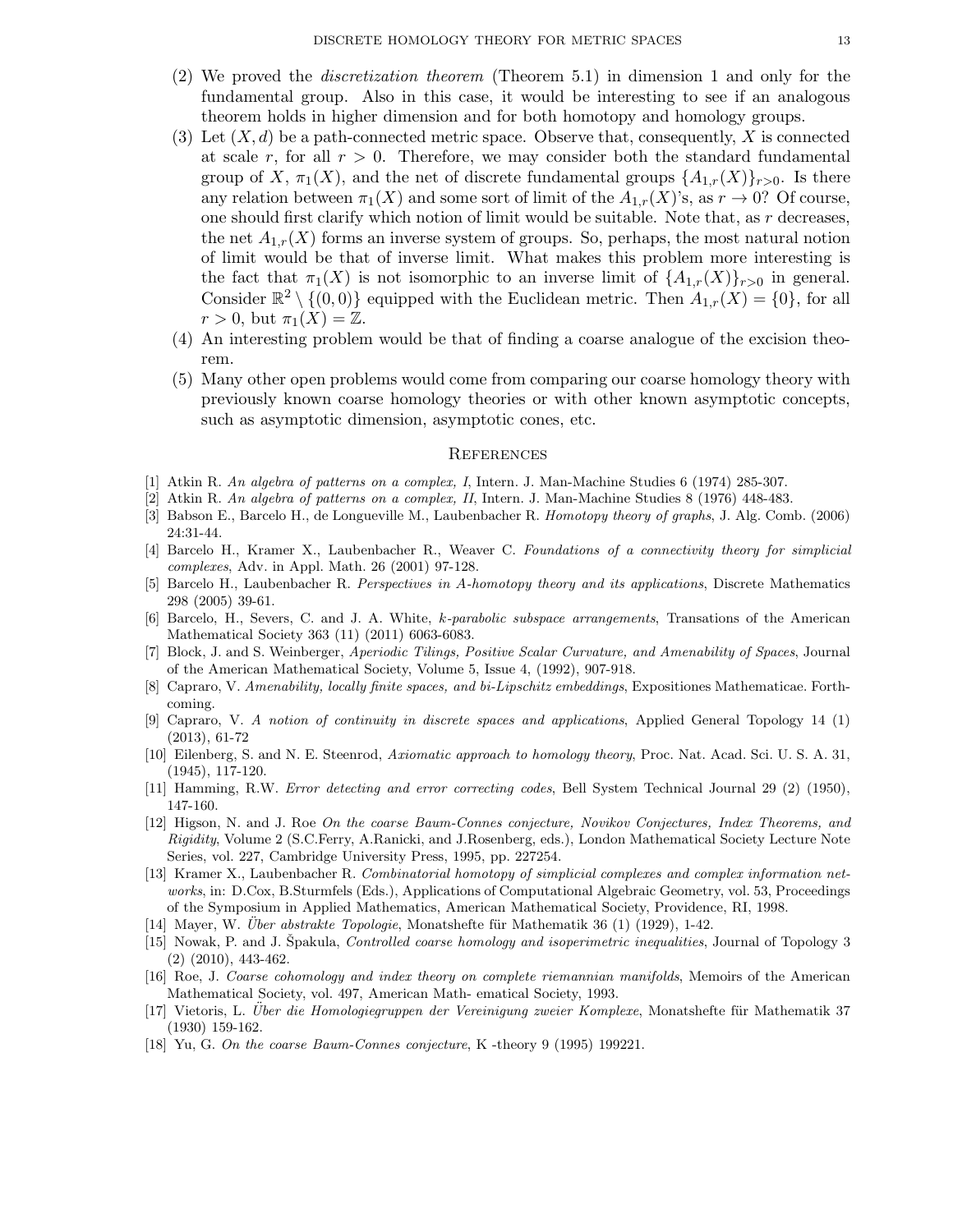(2) We proved the *discretization theorem* (Theorem 5.1) in dimension 1 and only for the fundamental group. Also in this case, it would be interesting to see if an analogous theorem holds in higher dimension and for both homotopy and homology groups.

(3) Let $(X, d)$ be a path-connected metric space. Observe that, consequently, $X$ is connected at scale $r$, for all $r > 0$. Therefore, we may consider both the standard fundamental group of $X$, $\pi_1(X)$, and the net of discrete fundamental groups $\{A_{1,r}(X)\}_{r>0}$. Is there any relation between $\pi_1(X)$ and some sort of limit of the $A_{1,r}(X)$'s, as $r \to 0$? Of course, one should first clarify which notion of limit would be suitable. Note that, as $r$ decreases, the net $A_{1,r}(X)$ forms an inverse system of groups. So, perhaps, the most natural notion of limit would be that of inverse limit. What makes this problem more interesting is the fact that $\pi_1(X)$ is not isomorphic to an inverse limit of $\{A_{1,r}(X)\}_{r>0}$ in general. Consider $\mathbb{R}^2 \setminus \{(0, 0)\}$ equipped with the Euclidean metric. Then $A_{1,r}(X) = \{0\}$, for all $r > 0$, but $\pi_1(X) = \mathbb{Z}$.

(4) An interesting problem would be that of finding a coarse analogue of the excision theorem.

(5) Many other open problems would come from comparing our coarse homology theory with previously known coarse homology theories or with other known asymptotic concepts, such as asymptotic dimension, asymptotic cones, etc.

## References

[1] Atkin R. *An algebra of patterns on a complex, I*, Intern. J. Man-Machine Studies 6 (1974) 285-307.

[2] Atkin R. *An algebra of patterns on a complex, II*, Intern. J. Man-Machine Studies 8 (1976) 448-483.

[3] Babson E., Barcelo H., de Longueville M., Laubenbacher R. *Homotopy theory of graphs*, J. Alg. Comb. (2006) 24:31-44.

[4] Barcelo H., Kramer X., Laubenbacher R., Weaver C. *Foundations of a connectivity theory for simplicial complexes*, Adv. in Appl. Math. 26 (2001) 97-128.

[5] Barcelo H., Laubenbacher R. *Perspectives in A-homotopy theory and its applications*, Discrete Mathematics 298 (2005) 39-61.

[6] Barcelo, H., Severs, C. and J. A. White, *k-parabolic subspace arrangements*, Transations of the American Mathematical Society 363 (11) (2011) 6063-6083.

[7] Block, J. and S. Weinberger, *Aperiodic Tilings, Positive Scalar Curvature, and Amenability of Spaces*, Journal of the American Mathematical Society, Volume 5, Issue 4, (1992), 907-918.

[8] Capraro, V. *Amenability, locally finite spaces, and bi-Lipschitz embeddings*, Expositiones Mathematicae. Forthcoming.

[9] Capraro, V. *A notion of continuity in discrete spaces and applications*, Applied General Topology 14 (1) (2013), 61-72

[10] Eilenberg, S. and N. E. Steenrod, *Axiomatic approach to homology theory*, Proc. Nat. Acad. Sci. U. S. A. 31, (1945), 117-120.

[11] Hamming, R.W. *Error detecting and error correcting codes*, Bell System Technical Journal 29 (2) (1950), 147-160.

[12] Higson, N. and J. Roe *On the coarse Baum-Connes conjecture, Novikov Conjectures, Index Theorems, and Rigidity*, Volume 2 (S.C.Ferry, A.Ranicki, and J.Rosenberg, eds.), London Mathematical Society Lecture Note Series, vol. 227, Cambridge University Press, 1995, pp. 227254.

[13] Kramer X., Laubenbacher R. *Combinatorial homotopy of simplicial complexes and complex information networks*, in: D.Cox, B.Sturmfels (Eds.), Applications of Computational Algebraic Geometry, vol. 53, Proceedings of the Symposium in Applied Mathematics, American Mathematical Society, Providence, RI, 1998.

[14] Mayer, W. *Über abstrakte Topologie*, Monatshefte für Mathematik 36 (1) (1929), 1-42.

[15] Nowak, P. and J. Špakula, *Controlled coarse homology and isoperimetric inequalities*, Journal of Topology 3 (2) (2010), 443-462.

[16] Roe, J. *Coarse cohomology and index theory on complete riemannian manifolds*, Memoirs of the American Mathematical Society, vol. 497, American Math- ematical Society, 1993.

[17] Vietoris, L. *Über die Homologiegruppen der Vereinigung zweier Komplexe*, Monatshefte für Mathematik 37 (1930) 159-162.

[18] Yu, G. *On the coarse Baum-Connes conjecture*, K -theory 9 (1995) 199221.